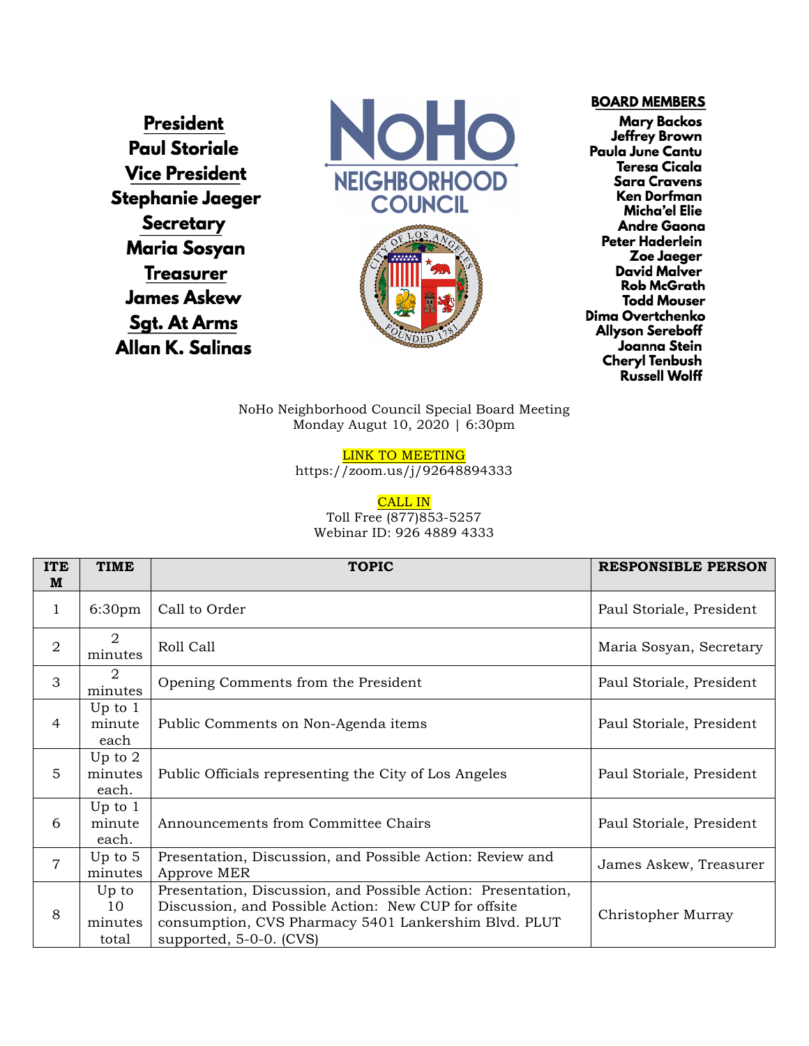**President**
**Paul Storiale**
**Vice President**
**Stephanie Jaeger**
**Secretary**
**Maria Sosyan**
**Treasurer**
**James Askew**
**Sgt. At Arms**
**Allan K. Salinas**

NoHo NEIGHBORHOOD COUNCIL

**BOARD MEMBERS**
**Mary Backos**
**Jeffrey Brown**
**Paula June Cantu**
**Teresa Cicala**
**Sara Cravens**
**Ken Dorfman**
**Micha'el Elie**
**Andre Gaona**
**Peter Haderlein**
**Zoe Jaeger**
**David Malver**
**Rob McGrath**
**Todd Mouser**
**Dima Overtchenko**
**Allyson Sereboff**
**Joanna Stein**
**Cheryl Tenbush**
**Russell Wolff**

NoHo Neighborhood Council Special Board Meeting
Monday Augut 10, 2020 | 6:30pm

LINK TO MEETING
https://zoom.us/j/92648894333

CALL IN
Toll Free (877)853-5257
Webinar ID: 926 4889 4333

| ITEM | TIME | TOPIC | RESPONSIBLE PERSON |
|---|---|---|---|
| 1 | 6:30pm | Call to Order | Paul Storiale, President |
| 2 | 2 minutes | Roll Call | Maria Sosyan, Secretary |
| 3 | 2 minutes | Opening Comments from the President | Paul Storiale, President |
| 4 | Up to 1 minute each | Public Comments on Non-Agenda items | Paul Storiale, President |
| 5 | Up to 2 minutes each. | Public Officials representing the City of Los Angeles | Paul Storiale, President |
| 6 | Up to 1 minute each. | Announcements from Committee Chairs | Paul Storiale, President |
| 7 | Up to 5 minutes | Presentation, Discussion, and Possible Action: Review and Approve MER | James Askew, Treasurer |
| 8 | Up to 10 minutes total | Presentation, Discussion, and Possible Action: Presentation, Discussion, and Possible Action: New CUP for offsite consumption, CVS Pharmacy 5401 Lankershim Blvd. PLUT supported, 5-0-0. (CVS) | Christopher Murray |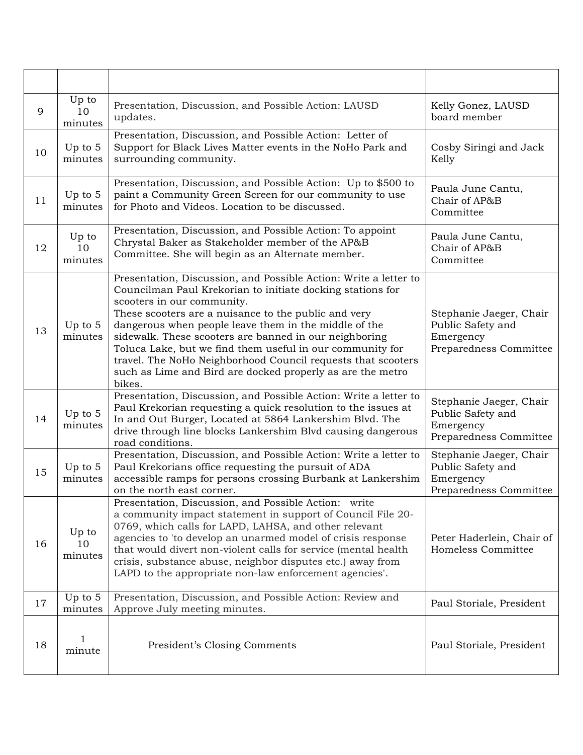| | | | |
|---|---|---|---|
| 9 | Up to 10 minutes | Presentation, Discussion, and Possible Action: LAUSD updates. | Kelly Gonez, LAUSD board member |
| 10 | Up to 5 minutes | Presentation, Discussion, and Possible Action: Letter of Support for Black Lives Matter events in the NoHo Park and surrounding community. | Cosby Siringi and Jack Kelly |
| 11 | Up to 5 minutes | Presentation, Discussion, and Possible Action: Up to $500 to paint a Community Green Screen for our community to use for Photo and Videos. Location to be discussed. | Paula June Cantu, Chair of AP&B Committee |
| 12 | Up to 10 minutes | Presentation, Discussion, and Possible Action: To appoint Chrystal Baker as Stakeholder member of the AP&B Committee. She will begin as an Alternate member. | Paula June Cantu, Chair of AP&B Committee |
| 13 | Up to 5 minutes | Presentation, Discussion, and Possible Action: Write a letter to Councilman Paul Krekorian to initiate docking stations for scooters in our community. These scooters are a nuisance to the public and very dangerous when people leave them in the middle of the sidewalk. These scooters are banned in our neighboring Toluca Lake, but we find them useful in our community for travel. The NoHo Neighborhood Council requests that scooters such as Lime and Bird are docked properly as are the metro bikes. | Stephanie Jaeger, Chair Public Safety and Emergency Preparedness Committee |
| 14 | Up to 5 minutes | Presentation, Discussion, and Possible Action: Write a letter to Paul Krekorian requesting a quick resolution to the issues at In and Out Burger, Located at 5864 Lankershim Blvd. The drive through line blocks Lankershim Blvd causing dangerous road conditions. | Stephanie Jaeger, Chair Public Safety and Emergency Preparedness Committee |
| 15 | Up to 5 minutes | Presentation, Discussion, and Possible Action: Write a letter to Paul Krekorians office requesting the pursuit of ADA accessible ramps for persons crossing Burbank at Lankershim on the north east corner. | Stephanie Jaeger, Chair Public Safety and Emergency Preparedness Committee |
| 16 | Up to 10 minutes | Presentation, Discussion, and Possible Action: write a community impact statement in support of Council File 20-0769, which calls for LAPD, LAHSA, and other relevant agencies to 'to develop an unarmed model of crisis response that would divert non-violent calls for service (mental health crisis, substance abuse, neighbor disputes etc.) away from LAPD to the appropriate non-law enforcement agencies'. | Peter Haderlein, Chair of Homeless Committee |
| 17 | Up to 5 minutes | Presentation, Discussion, and Possible Action: Review and Approve July meeting minutes. | Paul Storiale, President |
| 18 | 1 minute | President's Closing Comments | Paul Storiale, President |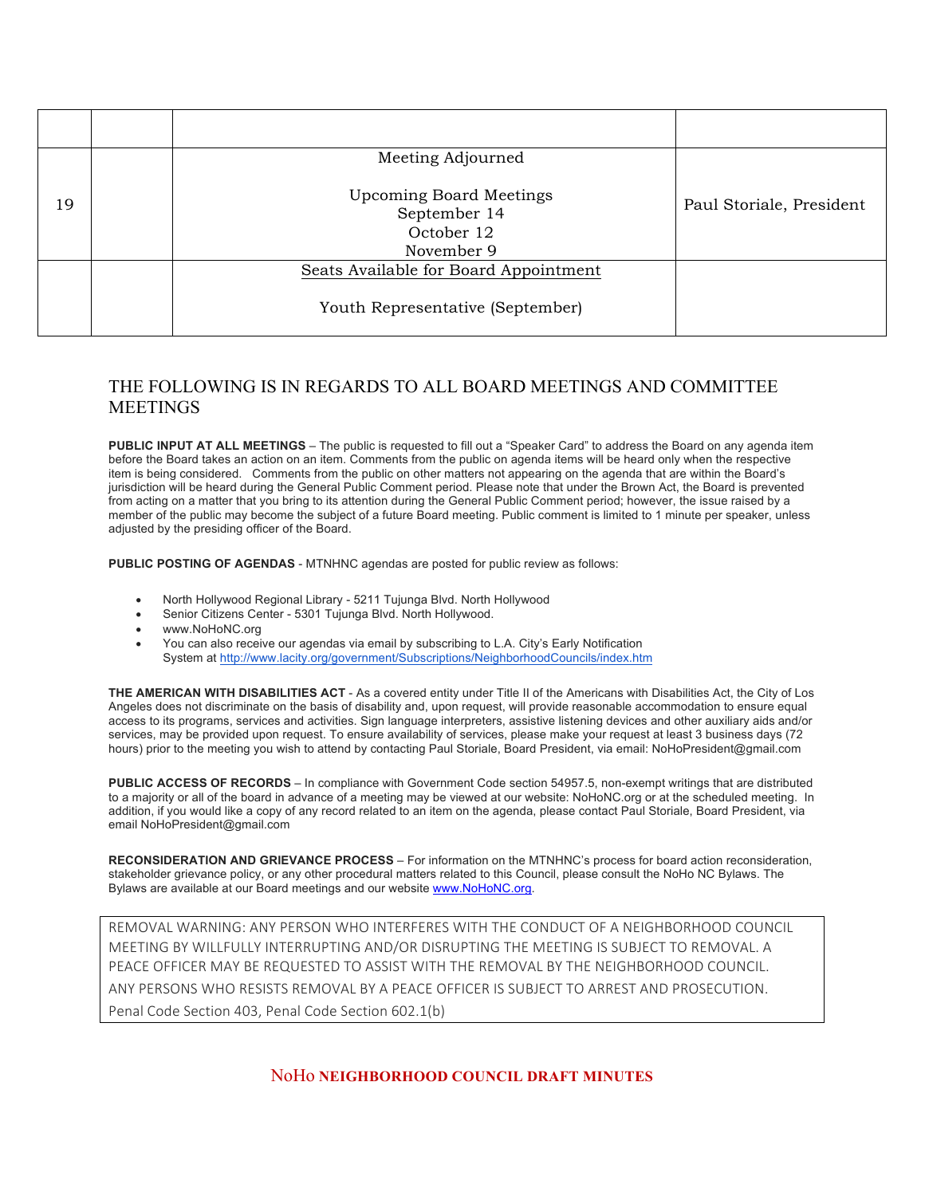| | | | |
|---|---|---|---|
| 19 | | Meeting Adjourned<br><br>Upcoming Board Meetings<br>September 14<br>October 12<br>November 9 | Paul Storiale, President |
| | | <u>Seats Available for Board Appointment</u><br><br>Youth Representative (September) | |

## THE FOLLOWING IS IN REGARDS TO ALL BOARD MEETINGS AND COMMITTEE MEETINGS

**PUBLIC INPUT AT ALL MEETINGS** – The public is requested to fill out a "Speaker Card" to address the Board on any agenda item before the Board takes an action on an item. Comments from the public on agenda items will be heard only when the respective item is being considered. Comments from the public on other matters not appearing on the agenda that are within the Board's jurisdiction will be heard during the General Public Comment period. Please note that under the Brown Act, the Board is prevented from acting on a matter that you bring to its attention during the General Public Comment period; however, the issue raised by a member of the public may become the subject of a future Board meeting. Public comment is limited to 1 minute per speaker, unless adjusted by the presiding officer of the Board.

**PUBLIC POSTING OF AGENDAS** - MTNHNC agendas are posted for public review as follows:

- North Hollywood Regional Library - 5211 Tujunga Blvd. North Hollywood
- Senior Citizens Center - 5301 Tujunga Blvd. North Hollywood.
- www.NoHoNC.org
- You can also receive our agendas via email by subscribing to L.A. City's Early Notification System at http://www.lacity.org/government/Subscriptions/NeighborhoodCouncils/index.htm

**THE AMERICAN WITH DISABILITIES ACT** - As a covered entity under Title II of the Americans with Disabilities Act, the City of Los Angeles does not discriminate on the basis of disability and, upon request, will provide reasonable accommodation to ensure equal access to its programs, services and activities. Sign language interpreters, assistive listening devices and other auxiliary aids and/or services, may be provided upon request. To ensure availability of services, please make your request at least 3 business days (72 hours) prior to the meeting you wish to attend by contacting Paul Storiale, Board President, via email: NoHoPresident@gmail.com

**PUBLIC ACCESS OF RECORDS** – In compliance with Government Code section 54957.5, non-exempt writings that are distributed to a majority or all of the board in advance of a meeting may be viewed at our website: NoHoNC.org or at the scheduled meeting. In addition, if you would like a copy of any record related to an item on the agenda, please contact Paul Storiale, Board President, via email NoHoPresident@gmail.com

**RECONSIDERATION AND GRIEVANCE PROCESS** – For information on the MTNHNC's process for board action reconsideration, stakeholder grievance policy, or any other procedural matters related to this Council, please consult the NoHo NC Bylaws. The Bylaws are available at our Board meetings and our website www.NoHoNC.org.

REMOVAL WARNING: ANY PERSON WHO INTERFERES WITH THE CONDUCT OF A NEIGHBORHOOD COUNCIL MEETING BY WILLFULLY INTERRUPTING AND/OR DISRUPTING THE MEETING IS SUBJECT TO REMOVAL. A PEACE OFFICER MAY BE REQUESTED TO ASSIST WITH THE REMOVAL BY THE NEIGHBORHOOD COUNCIL. ANY PERSONS WHO RESISTS REMOVAL BY A PEACE OFFICER IS SUBJECT TO ARREST AND PROSECUTION. Penal Code Section 403, Penal Code Section 602.1(b)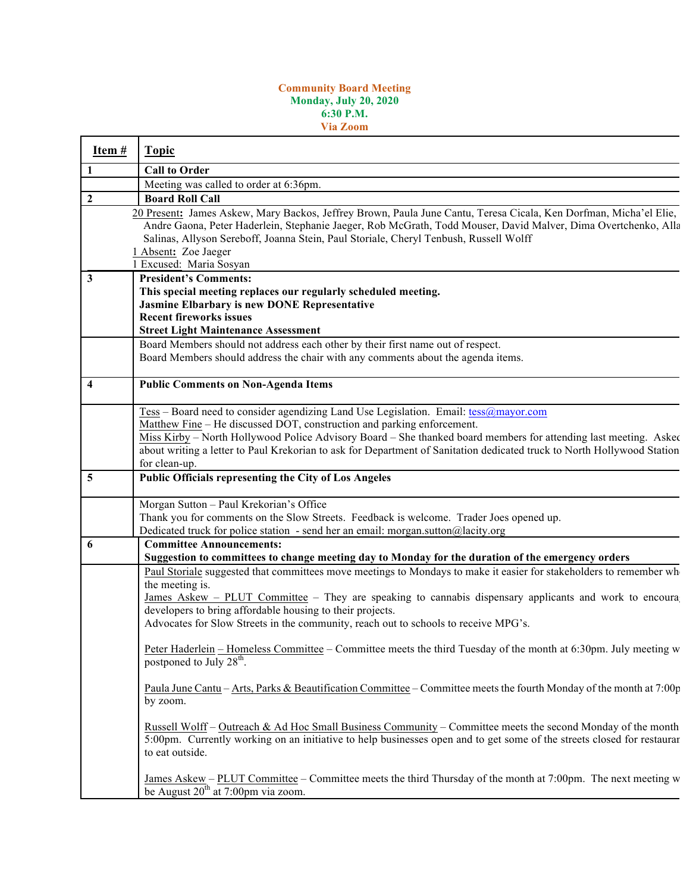**Community Board Meeting**
**Monday, July 20, 2020**
**6:30 P.M.**
**Via Zoom**

| Item # | Topic |
|---|---|
| 1 | **Call to Order** |
| | Meeting was called to order at 6:36pm. |
| 2 | **Board Roll Call** |
| | 20 Present: James Askew, Mary Backos, Jeffrey Brown, Paula June Cantu, Teresa Cicala, Ken Dorfman, Micha'el Elie, Andre Gaona, Peter Haderlein, Stephanie Jaeger, Rob McGrath, Todd Mouser, David Malver, Dima Overtchenko, Alla Salinas, Allyson Sereboff, Joanna Stein, Paul Storiale, Cheryl Tenbush, Russell Wolff<br>1 Absent: Zoe Jaeger<br>1 Excused: Maria Sosyan |
| 3 | **President's Comments:**<br>**This special meeting replaces our regularly scheduled meeting.**<br>**Jasmine Elbarbary is new DONE Representative**<br>**Recent fireworks issues**<br>**Street Light Maintenance Assessment** |
| | Board Members should not address each other by their first name out of respect.<br>Board Members should address the chair with any comments about the agenda items. |
| 4 | **Public Comments on Non-Agenda Items** |
| | Tess – Board need to consider agendizing Land Use Legislation. Email: tess@mayor.com<br>Matthew Fine – He discussed DOT, construction and parking enforcement.<br>Miss Kirby – North Hollywood Police Advisory Board – She thanked board members for attending last meeting. Asked about writing a letter to Paul Krekorian to ask for Department of Sanitation dedicated truck to North Hollywood Station for clean-up. |
| 5 | **Public Officials representing the City of Los Angeles** |
| | Morgan Sutton – Paul Krekorian's Office<br>Thank you for comments on the Slow Streets. Feedback is welcome. Trader Joes opened up.<br>Dedicated truck for police station - send her an email: morgan.sutton@lacity.org |
| 6 | **Committee Announcements:**<br>**Suggestion to committees to change meeting day to Monday for the duration of the emergency orders** |
| | Paul Storiale suggested that committees move meetings to Mondays to make it easier for stakeholders to remember when the meeting is.<br>James Askew – PLUT Committee – They are speaking to cannabis dispensary applicants and work to encourage developers to bring affordable housing to their projects.<br>Advocates for Slow Streets in the community, reach out to schools to receive MPG's.<br><br>Peter Haderlein – Homeless Committee – Committee meets the third Tuesday of the month at 6:30pm. July meeting was postponed to July 28th.<br><br>Paula June Cantu – Arts, Parks & Beautification Committee – Committee meets the fourth Monday of the month at 7:00pm by zoom.<br><br>Russell Wolff – Outreach & Ad Hoc Small Business Community – Committee meets the second Monday of the month at 5:00pm. Currently working on an initiative to help businesses open and to get some of the streets closed for restaurants to eat outside.<br><br>James Askew – PLUT Committee – Committee meets the third Thursday of the month at 7:00pm. The next meeting will be August 20th at 7:00pm via zoom. |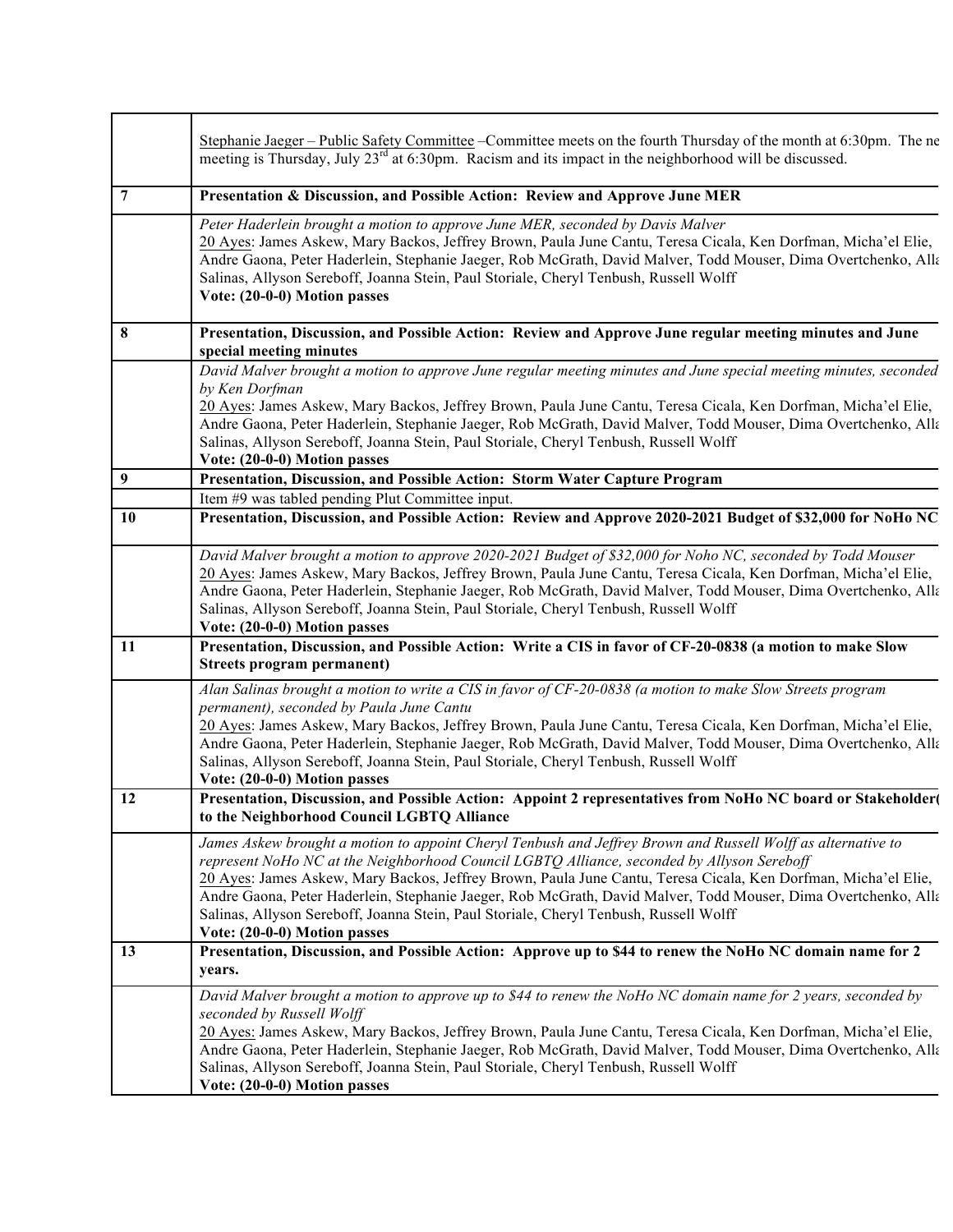| | |
|---|---|
| | Stephanie Jaeger – Public Safety Committee –Committee meets on the fourth Thursday of the month at 6:30pm. The ne meeting is Thursday, July 23rd at 6:30pm. Racism and its impact in the neighborhood will be discussed. |
| **7** | **Presentation & Discussion, and Possible Action: Review and Approve June MER** |
| | *Peter Haderlein brought a motion to approve June MER, seconded by Davis Malver*<br>20 Ayes: James Askew, Mary Backos, Jeffrey Brown, Paula June Cantu, Teresa Cicala, Ken Dorfman, Micha'el Elie, Andre Gaona, Peter Haderlein, Stephanie Jaeger, Rob McGrath, David Malver, Todd Mouser, Dima Overtchenko, Alla Salinas, Allyson Sereboff, Joanna Stein, Paul Storiale, Cheryl Tenbush, Russell Wolff<br>**Vote: (20-0-0) Motion passes** |
| **8** | **Presentation, Discussion, and Possible Action: Review and Approve June regular meeting minutes and June special meeting minutes** |
| | *David Malver brought a motion to approve June regular meeting minutes and June special meeting minutes, seconded by Ken Dorfman*<br>20 Ayes: James Askew, Mary Backos, Jeffrey Brown, Paula June Cantu, Teresa Cicala, Ken Dorfman, Micha'el Elie, Andre Gaona, Peter Haderlein, Stephanie Jaeger, Rob McGrath, David Malver, Todd Mouser, Dima Overtchenko, Alla Salinas, Allyson Sereboff, Joanna Stein, Paul Storiale, Cheryl Tenbush, Russell Wolff<br>**Vote: (20-0-0) Motion passes** |
| **9** | **Presentation, Discussion, and Possible Action: Storm Water Capture Program** |
| | Item #9 was tabled pending Plut Committee input. |
| **10** | **Presentation, Discussion, and Possible Action: Review and Approve 2020-2021 Budget of $32,000 for NoHo NC** |
| | *David Malver brought a motion to approve 2020-2021 Budget of $32,000 for Noho NC, seconded by Todd Mouser*<br>20 Ayes: James Askew, Mary Backos, Jeffrey Brown, Paula June Cantu, Teresa Cicala, Ken Dorfman, Micha'el Elie, Andre Gaona, Peter Haderlein, Stephanie Jaeger, Rob McGrath, David Malver, Todd Mouser, Dima Overtchenko, Alla Salinas, Allyson Sereboff, Joanna Stein, Paul Storiale, Cheryl Tenbush, Russell Wolff<br>**Vote: (20-0-0) Motion passes** |
| **11** | **Presentation, Discussion, and Possible Action: Write a CIS in favor of CF-20-0838 (a motion to make Slow Streets program permanent)** |
| | *Alan Salinas brought a motion to write a CIS in favor of CF-20-0838 (a motion to make Slow Streets program permanent), seconded by Paula June Cantu*<br>20 Ayes: James Askew, Mary Backos, Jeffrey Brown, Paula June Cantu, Teresa Cicala, Ken Dorfman, Micha'el Elie, Andre Gaona, Peter Haderlein, Stephanie Jaeger, Rob McGrath, David Malver, Todd Mouser, Dima Overtchenko, Alla Salinas, Allyson Sereboff, Joanna Stein, Paul Storiale, Cheryl Tenbush, Russell Wolff<br>**Vote: (20-0-0) Motion passes** |
| **12** | **Presentation, Discussion, and Possible Action: Appoint 2 representatives from NoHo NC board or Stakeholder( to the Neighborhood Council LGBTQ Alliance** |
| | *James Askew brought a motion to appoint Cheryl Tenbush and Jeffrey Brown and Russell Wolff as alternative to represent NoHo NC at the Neighborhood Council LGBTQ Alliance, seconded by Allyson Sereboff*<br>20 Ayes: James Askew, Mary Backos, Jeffrey Brown, Paula June Cantu, Teresa Cicala, Ken Dorfman, Micha'el Elie, Andre Gaona, Peter Haderlein, Stephanie Jaeger, Rob McGrath, David Malver, Todd Mouser, Dima Overtchenko, Alla Salinas, Allyson Sereboff, Joanna Stein, Paul Storiale, Cheryl Tenbush, Russell Wolff<br>**Vote: (20-0-0) Motion passes** |
| **13** | **Presentation, Discussion, and Possible Action: Approve up to $44 to renew the NoHo NC domain name for 2 years.** |
| | *David Malver brought a motion to approve up to $44 to renew the NoHo NC domain name for 2 years, seconded by seconded by Russell Wolff*<br>20 Ayes: James Askew, Mary Backos, Jeffrey Brown, Paula June Cantu, Teresa Cicala, Ken Dorfman, Micha'el Elie, Andre Gaona, Peter Haderlein, Stephanie Jaeger, Rob McGrath, David Malver, Todd Mouser, Dima Overtchenko, Alla Salinas, Allyson Sereboff, Joanna Stein, Paul Storiale, Cheryl Tenbush, Russell Wolff<br>**Vote: (20-0-0) Motion passes** |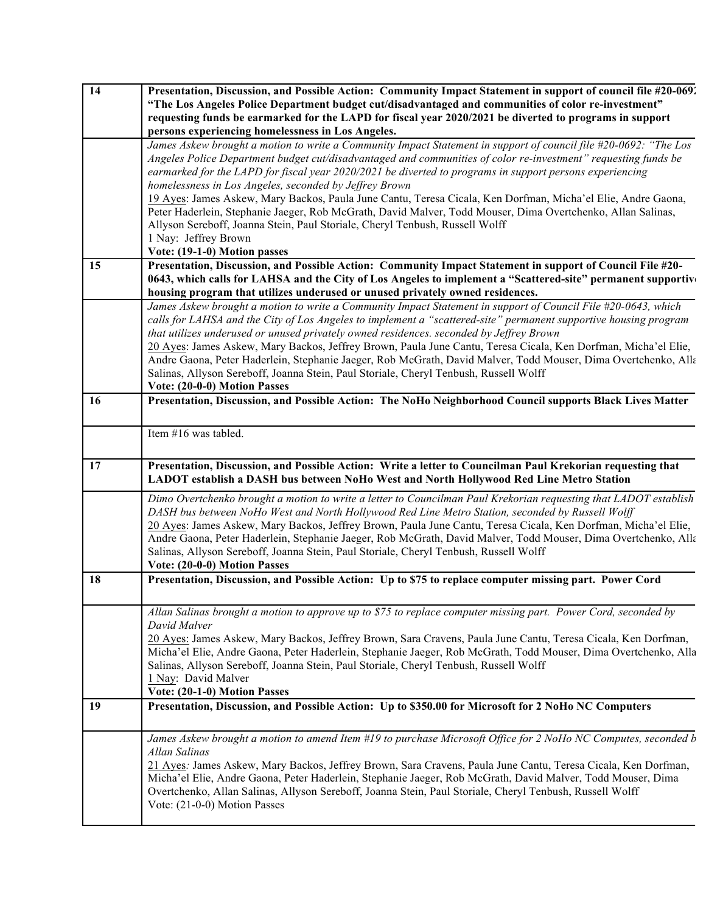| | |
|---|---|
| **14** | **Presentation, Discussion, and Possible Action: Community Impact Statement in support of council file #20-0692 "The Los Angeles Police Department budget cut/disadvantaged and communities of color re-investment" requesting funds be earmarked for the LAPD for fiscal year 2020/2021 be diverted to programs in support persons experiencing homelessness in Los Angeles.** |
| | *James Askew brought a motion to write a Community Impact Statement in support of council file #20-0692: "The Los Angeles Police Department budget cut/disadvantaged and communities of color re-investment" requesting funds be earmarked for the LAPD for fiscal year 2020/2021 be diverted to programs in support persons experiencing homelessness in Los Angeles, seconded by Jeffrey Brown*<br>19 Ayes: James Askew, Mary Backos, Paula June Cantu, Teresa Cicala, Ken Dorfman, Micha'el Elie, Andre Gaona, Peter Haderlein, Stephanie Jaeger, Rob McGrath, David Malver, Todd Mouser, Dima Overtchenko, Allan Salinas, Allyson Sereboff, Joanna Stein, Paul Storiale, Cheryl Tenbush, Russell Wolff<br>1 Nay: Jeffrey Brown<br>**Vote: (19-1-0) Motion passes** |
| **15** | **Presentation, Discussion, and Possible Action: Community Impact Statement in support of Council File #20-0643, which calls for LAHSA and the City of Los Angeles to implement a "Scattered-site" permanent supportive housing program that utilizes underused or unused privately owned residences.** |
| | *James Askew brought a motion to write a Community Impact Statement in support of Council File #20-0643, which calls for LAHSA and the City of Los Angeles to implement a "scattered-site" permanent supportive housing program that utilizes underused or unused privately owned residences. seconded by Jeffrey Brown*<br>20 Ayes: James Askew, Mary Backos, Jeffrey Brown, Paula June Cantu, Teresa Cicala, Ken Dorfman, Micha'el Elie, Andre Gaona, Peter Haderlein, Stephanie Jaeger, Rob McGrath, David Malver, Todd Mouser, Dima Overtchenko, Allan Salinas, Allyson Sereboff, Joanna Stein, Paul Storiale, Cheryl Tenbush, Russell Wolff<br>**Vote: (20-0-0) Motion Passes** |
| **16** | **Presentation, Discussion, and Possible Action: The NoHo Neighborhood Council supports Black Lives Matter** |
| | Item #16 was tabled. |
| **17** | **Presentation, Discussion, and Possible Action: Write a letter to Councilman Paul Krekorian requesting that LADOT establish a DASH bus between NoHo West and North Hollywood Red Line Metro Station** |
| | *Dimo Overtchenko brought a motion to write a letter to Councilman Paul Krekorian requesting that LADOT establish DASH bus between NoHo West and North Hollywood Red Line Metro Station, seconded by Russell Wolff*<br>20 Ayes: James Askew, Mary Backos, Jeffrey Brown, Paula June Cantu, Teresa Cicala, Ken Dorfman, Micha'el Elie, Andre Gaona, Peter Haderlein, Stephanie Jaeger, Rob McGrath, David Malver, Todd Mouser, Dima Overtchenko, Allan Salinas, Allyson Sereboff, Joanna Stein, Paul Storiale, Cheryl Tenbush, Russell Wolff<br>**Vote: (20-0-0) Motion Passes** |
| **18** | **Presentation, Discussion, and Possible Action: Up to $75 to replace computer missing part. Power Cord** |
| | *Allan Salinas brought a motion to approve up to $75 to replace computer missing part. Power Cord, seconded by David Malver*<br>20 Ayes: James Askew, Mary Backos, Jeffrey Brown, Sara Cravens, Paula June Cantu, Teresa Cicala, Ken Dorfman, Micha'el Elie, Andre Gaona, Peter Haderlein, Stephanie Jaeger, Rob McGrath, Todd Mouser, Dima Overtchenko, Allan Salinas, Allyson Sereboff, Joanna Stein, Paul Storiale, Cheryl Tenbush, Russell Wolff<br>1 Nay: David Malver<br>**Vote: (20-1-0) Motion Passes** |
| **19** | **Presentation, Discussion, and Possible Action: Up to $350.00 for Microsoft for 2 NoHo NC Computers** |
| | *James Askew brought a motion to amend Item #19 to purchase Microsoft Office for 2 NoHo NC Computes, seconded by Allan Salinas*<br>21 Ayes: James Askew, Mary Backos, Jeffrey Brown, Sara Cravens, Paula June Cantu, Teresa Cicala, Ken Dorfman, Micha'el Elie, Andre Gaona, Peter Haderlein, Stephanie Jaeger, Rob McGrath, David Malver, Todd Mouser, Dima Overtchenko, Allan Salinas, Allyson Sereboff, Joanna Stein, Paul Storiale, Cheryl Tenbush, Russell Wolff<br>Vote: (21-0-0) Motion Passes |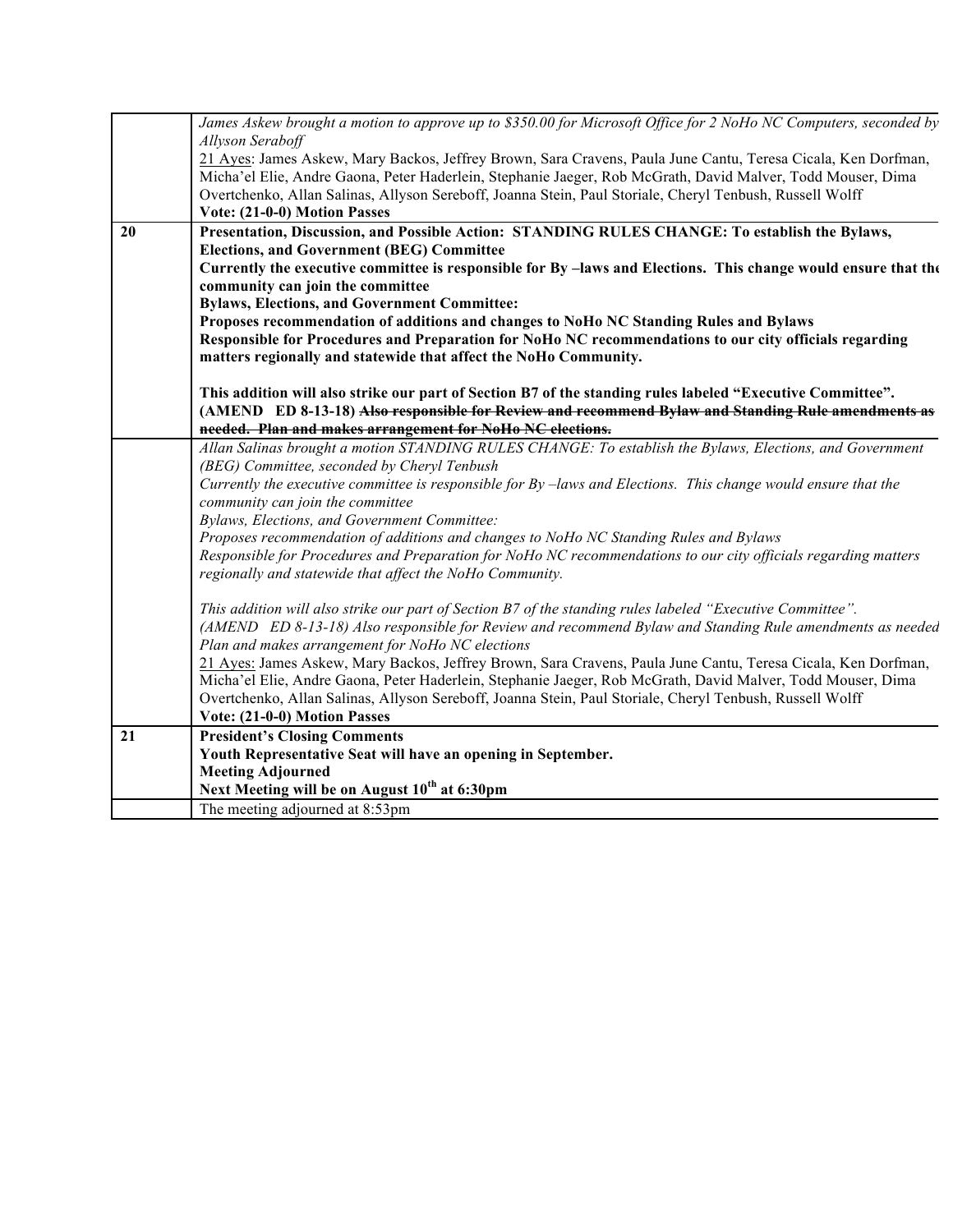| | |
|---|---|
| | *James Askew brought a motion to approve up to $350.00 for Microsoft Office for 2 NoHo NC Computers, seconded by Allyson Seraboff*<br>21 Ayes: James Askew, Mary Backos, Jeffrey Brown, Sara Cravens, Paula June Cantu, Teresa Cicala, Ken Dorfman, Micha'el Elie, Andre Gaona, Peter Haderlein, Stephanie Jaeger, Rob McGrath, David Malver, Todd Mouser, Dima Overtchenko, Allan Salinas, Allyson Sereboff, Joanna Stein, Paul Storiale, Cheryl Tenbush, Russell Wolff<br>**Vote: (21-0-0) Motion Passes** |
| 20 | **Presentation, Discussion, and Possible Action: STANDING RULES CHANGE: To establish the Bylaws, Elections, and Government (BEG) Committee**<br>**Currently the executive committee is responsible for By –laws and Elections. This change would ensure that the community can join the committee**<br>**Bylaws, Elections, and Government Committee:**<br>**Proposes recommendation of additions and changes to NoHo NC Standing Rules and Bylaws**<br>**Responsible for Procedures and Preparation for NoHo NC recommendations to our city officials regarding matters regionally and statewide that affect the NoHo Community.**<br><br>**This addition will also strike our part of Section B7 of the standing rules labeled "Executive Committee".**<br>**(AMEND ED 8-13-18) ~~Also responsible for Review and recommend Bylaw and Standing Rule amendments as needed. Plan and makes arrangement for NoHo NC elections.~~** |
| | *Allan Salinas brought a motion STANDING RULES CHANGE: To establish the Bylaws, Elections, and Government (BEG) Committee, seconded by Cheryl Tenbush*<br>*Currently the executive committee is responsible for By –laws and Elections. This change would ensure that the community can join the committee*<br>*Bylaws, Elections, and Government Committee:*<br>*Proposes recommendation of additions and changes to NoHo NC Standing Rules and Bylaws*<br>*Responsible for Procedures and Preparation for NoHo NC recommendations to our city officials regarding matters regionally and statewide that affect the NoHo Community.*<br><br>*This addition will also strike our part of Section B7 of the standing rules labeled "Executive Committee".*<br>*(AMEND ED 8-13-18) Also responsible for Review and recommend Bylaw and Standing Rule amendments as needed Plan and makes arrangement for NoHo NC elections*<br>21 Ayes: James Askew, Mary Backos, Jeffrey Brown, Sara Cravens, Paula June Cantu, Teresa Cicala, Ken Dorfman, Micha'el Elie, Andre Gaona, Peter Haderlein, Stephanie Jaeger, Rob McGrath, David Malver, Todd Mouser, Dima Overtchenko, Allan Salinas, Allyson Sereboff, Joanna Stein, Paul Storiale, Cheryl Tenbush, Russell Wolff<br>**Vote: (21-0-0) Motion Passes** |
| 21 | **President's Closing Comments**<br>**Youth Representative Seat will have an opening in September.**<br>**Meeting Adjourned**<br>**Next Meeting will be on August 10th at 6:30pm** |
| | The meeting adjourned at 8:53pm |